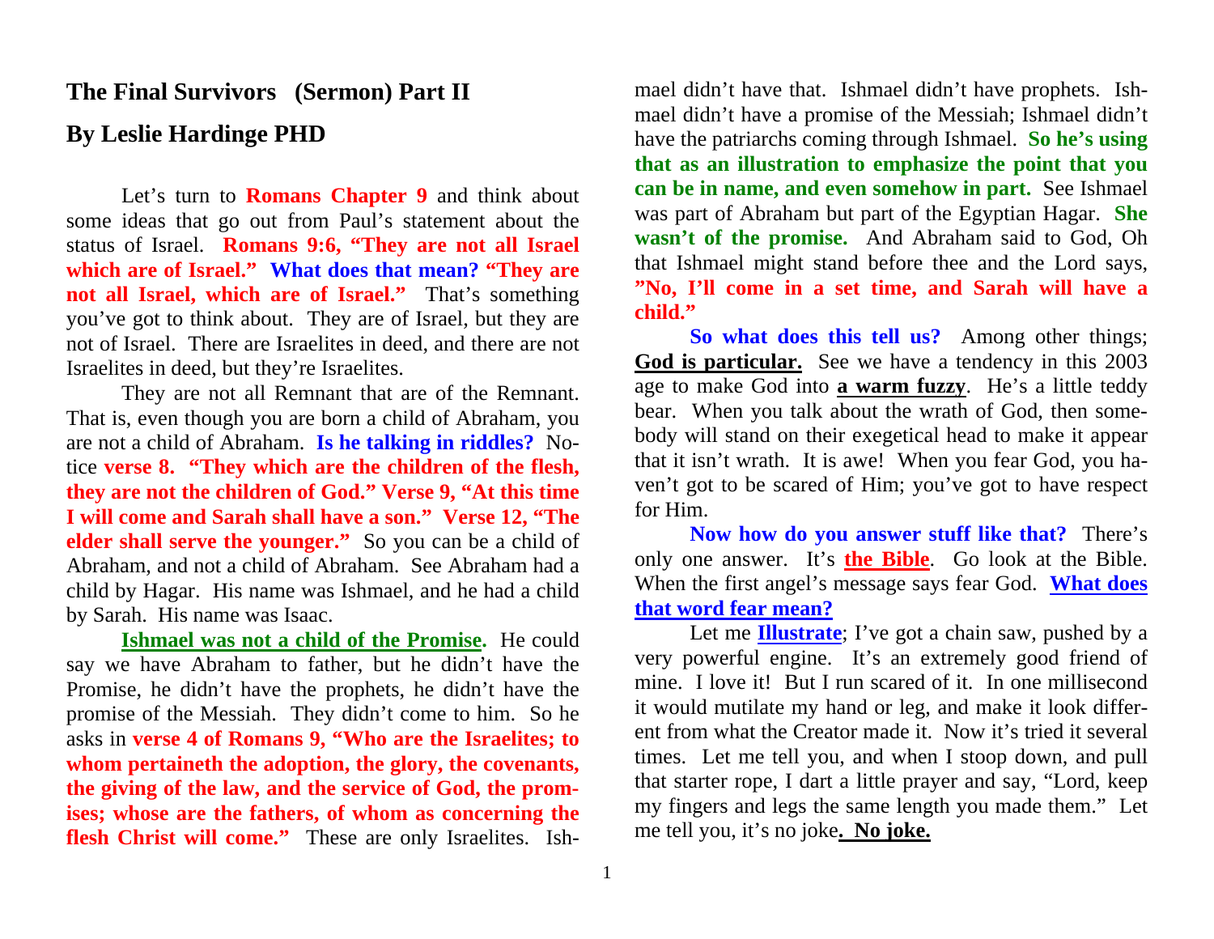## The Final Survivors (Sermon) Part II

## By Leslie Hardinge PHD

Let's turn to **Romans Chapter 9** and think about some ideas that go out from Paul's statement about the status of Israel. **Romans 9:6, "They are not all Israel which are of Israel." What does that mean? "They are not all Israel, which are of Israel."** That's something you've got to think about. They are of Israel, but they are not of Israel. There are Israelites in deed, and there are not Israelites in deed, but they're Israelites.

They are not all Remnant that are of the Remnant. That is, even though you are born a child of Abraham, you are not a child of Abraham. **Is he talking in riddles?** Notice **verse 8. "They which are the children of the flesh, they are not the children of God." Verse 9, "At this time I will come and Sarah shall have a son." Verse 12, "The elder shall serve the younger."** So you can be a child of Abraham, and not a child of Abraham. See Abraham had a child by Hagar. His name was Ishmael, and he had a child by Sarah. His name was Isaac.

**Ishmael was not a child of the Promise.** He could say we have Abraham to father, but he didn't have the Promise, he didn't have the prophets, he didn't have the promise of the Messiah. They didn't come to him. So he asks in **verse 4 of Romans 9, "Who are the Israelites; to whom pertaineth the adoption, the glory, the covenants, the giving of the law, and the service of God, the promises; whose are the fathers, of whom as concerning the flesh Christ will come."** These are only Israelites. Ishmael didn't have that. Ishmael didn't have prophets. Ishmael didn't have a promise of the Messiah; Ishmael didn't have the patriarchs coming through Ishmael. **So he's using that as an illustration to emphasize the point that you can be in name, and even somehow in part.** See Ishmael was part of Abraham but part of the Egyptian Hagar. **She wasn't of the promise.** And Abraham said to God, Oh that Ishmael might stand before thee and the Lord says, **"No, I'll come in a set time, and Sarah will have a child."**

**So what does this tell us?** Among other things; **God is particular.** See we have a tendency in this 2003 age to make God into **a warm fuzzy**. He's a little teddy bear. When you talk about the wrath of God, then somebody will stand on their exegetical head to make it appear that it isn't wrath. It is awe! When you fear God, you haven't got to be scared of Him; you've got to have respect for Him.

**Now how do you answer stuff like that?** There's only one answer. It's **the Bible**. Go look at the Bible. When the first angel's message says fear God. **What does that word fear mean?**

Let me **Illustrate**; I've got a chain saw, pushed by a very powerful engine. It's an extremely good friend of mine. I love it! But I run scared of it. In one millisecond it would mutilate my hand or leg, and make it look different from what the Creator made it. Now it's tried it several times. Let me tell you, and when I stoop down, and pull that starter rope, I dart a little prayer and say, "Lord, keep my fingers and legs the same length you made them." Let me tell you, it's no joke**. No joke.**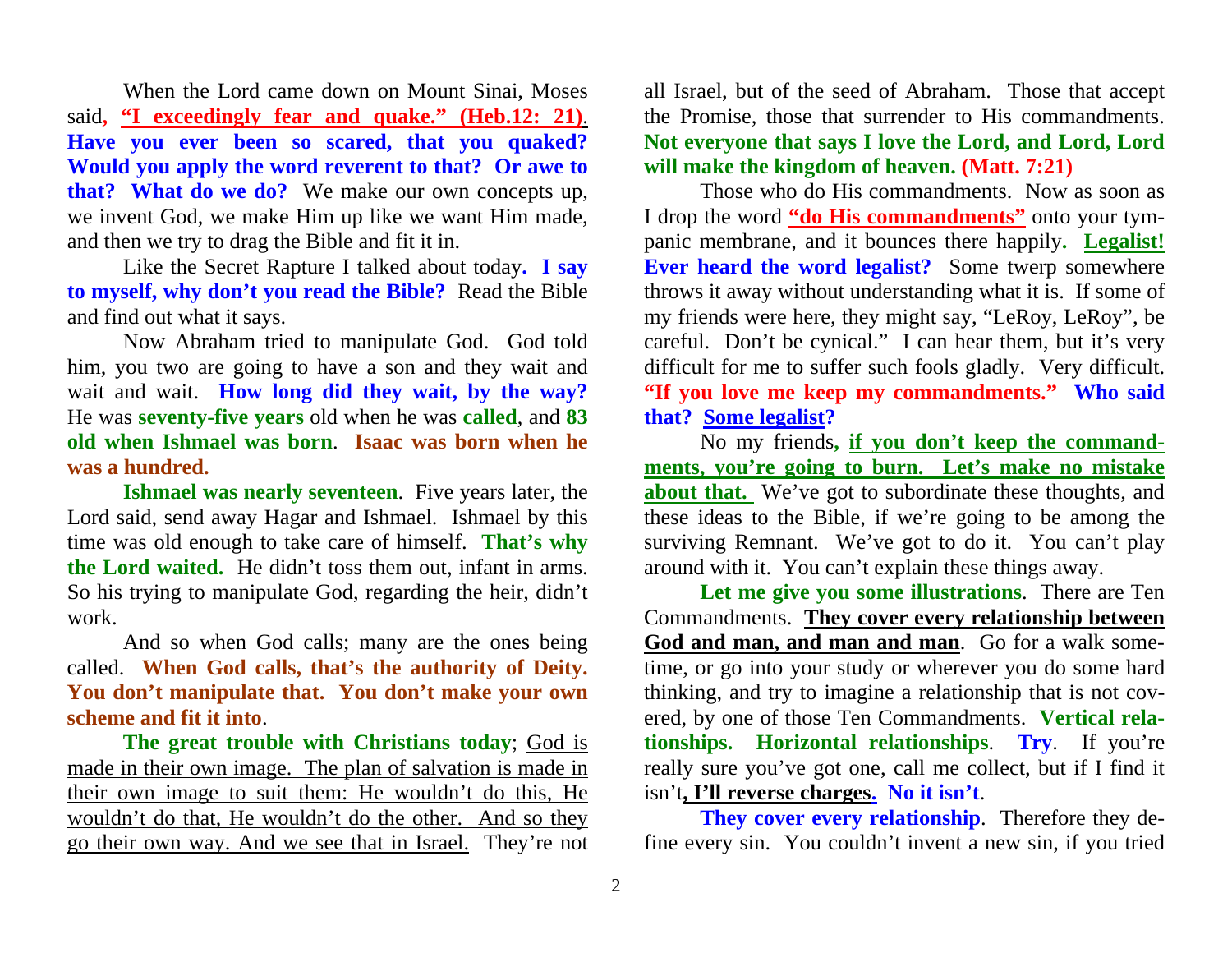When the Lord came down on Mount Sinai, Moses said, <u>**"I exceedingly fear and quake." (Heb.12: 21)**</u>. **Have you ever been so scared, that you quaked? Would you apply the word reverent to that? Or awe to that? What do we do?** We make our own concepts up, we invent God, we make Him up like we want Him made, and then we try to drag the Bible and fit it in.

Like the Secret Rapture I talked about today. **I say to myself, why don't you read the Bible?** Read the Bible and find out what it says.

Now Abraham tried to manipulate God. God told him, you two are going to have a son and they wait and wait and wait. **How long did they wait, by the way?** He was **seventy-five years** old when he was **called**, and **83 old when Ishmael was born**. **Isaac was born when he was a hundred.**

**Ishmael was nearly seventeen**. Five years later, the Lord said, send away Hagar and Ishmael. Ishmael by this time was old enough to take care of himself. **That's why the Lord waited.** He didn't toss them out, infant in arms. So his trying to manipulate God, regarding the heir, didn't work.

And so when God calls; many are the ones being called. **When God calls, that's the authority of Deity. You don't manipulate that. You don't make your own scheme and fit it into**.

**The great trouble with Christians today**; <u>God is made in their own image. The plan of salvation is made in their own image to suit them: He wouldn't do this, He wouldn't do that, He wouldn't do the other. And so they go their own way. And we see that in Israel.</u> They're not all Israel, but of the seed of Abraham. Those that accept the Promise, those that surrender to His commandments. **Not everyone that says I love the Lord, and Lord, Lord will make the kingdom of heaven. (Matt. 7:21)**

Those who do His commandments. Now as soon as I drop the word <u>**"do His commandments"**</u> onto your tympanic membrane, and it bounces there happily. <u>**Legalist!**</u> **Ever heard the word legalist?** Some twerp somewhere throws it away without understanding what it is. If some of my friends were here, they might say, "LeRoy, LeRoy", be careful. Don't be cynical." I can hear them, but it's very difficult for me to suffer such fools gladly. Very difficult. **"If you love me keep my commandments." Who said that? <u>Some legalist</u>?**

No my friends, <u>**if you don't keep the commandments, you're going to burn. Let's make no mistake about that.**</u> We've got to subordinate these thoughts, and these ideas to the Bible, if we're going to be among the surviving Remnant. We've got to do it. You can't play around with it. You can't explain these things away.

**Let me give you some illustrations**. There are Ten Commandments. <u>**They cover every relationship between God and man, and man and man**</u>. Go for a walk sometime, or go into your study or wherever you do some hard thinking, and try to imagine a relationship that is not covered, by one of those Ten Commandments. **Vertical relationships. Horizontal relationships**. **Try**. If you're really sure you've got one, call me collect, but if I find it isn't<u>**, I'll reverse charges.**</u> **No it isn't**.

**They cover every relationship**. Therefore they define every sin. You couldn't invent a new sin, if you tried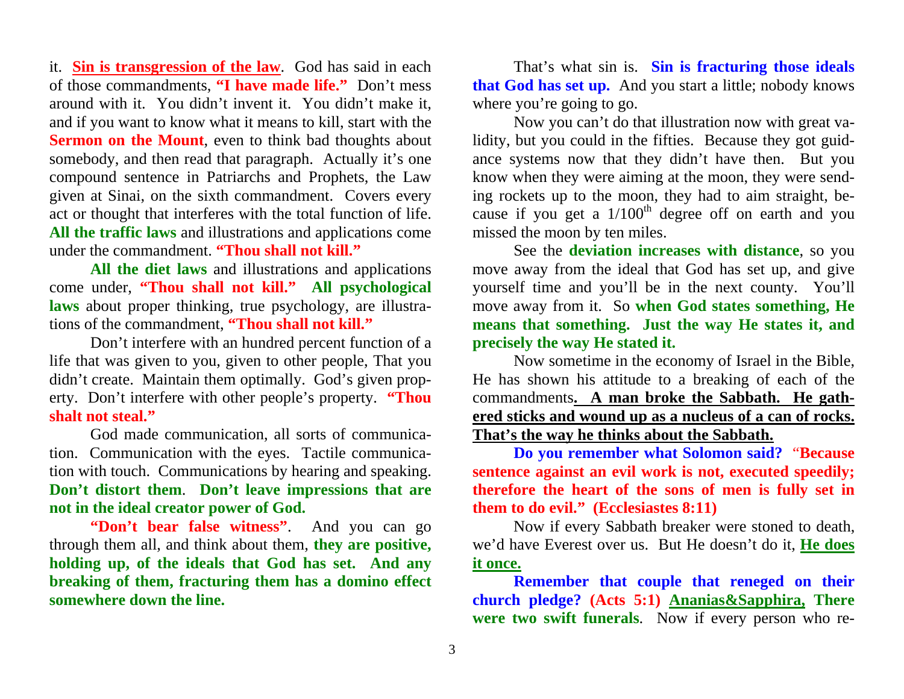it. **Sin is transgression of the law**. God has said in each of those commandments, **"I have made life."** Don't mess around with it. You didn't invent it. You didn't make it, and if you want to know what it means to kill, start with the **Sermon on the Mount**, even to think bad thoughts about somebody, and then read that paragraph. Actually it's one compound sentence in Patriarchs and Prophets, the Law given at Sinai, on the sixth commandment. Covers every act or thought that interferes with the total function of life. **All the traffic laws** and illustrations and applications come under the commandment. **"Thou shall not kill."**

**All the diet laws** and illustrations and applications come under, **"Thou shall not kill." All psychological laws** about proper thinking, true psychology, are illustrations of the commandment, **"Thou shall not kill."**

Don't interfere with an hundred percent function of a life that was given to you, given to other people, That you didn't create. Maintain them optimally. God's given property. Don't interfere with other people's property. **"Thou shalt not steal."**

God made communication, all sorts of communication. Communication with the eyes. Tactile communication with touch. Communications by hearing and speaking. **Don't distort them**. **Don't leave impressions that are not in the ideal creator power of God.**

**"Don't bear false witness"**. And you can go through them all, and think about them, **they are positive, holding up, of the ideals that God has set. And any breaking of them, fracturing them has a domino effect somewhere down the line.**

That's what sin is. **Sin is fracturing those ideals that God has set up.** And you start a little; nobody knows where you're going to go.

Now you can't do that illustration now with great validity, but you could in the fifties. Because they got guidance systems now that they didn't have then. But you know when they were aiming at the moon, they were sending rockets up to the moon, they had to aim straight, because if you get a 1/100th degree off on earth and you missed the moon by ten miles.

See the **deviation increases with distance**, so you move away from the ideal that God has set up, and give yourself time and you'll be in the next county. You'll move away from it. So **when God states something, He means that something. Just the way He states it, and precisely the way He stated it.**

Now sometime in the economy of Israel in the Bible, He has shown his attitude to a breaking of each of the commandments**. A man broke the Sabbath. He gathered sticks and wound up as a nucleus of a can of rocks. That's the way he thinks about the Sabbath.**

**Do you remember what Solomon said?** "**Because sentence against an evil work is not, executed speedily; therefore the heart of the sons of men is fully set in them to do evil." (Ecclesiastes 8:11)**

Now if every Sabbath breaker were stoned to death, we'd have Everest over us. But He doesn't do it, **He does it once.**

**Remember that couple that reneged on their church pledge? (Acts 5:1) Ananias&Sapphira, There were two swift funerals**. Now if every person who re-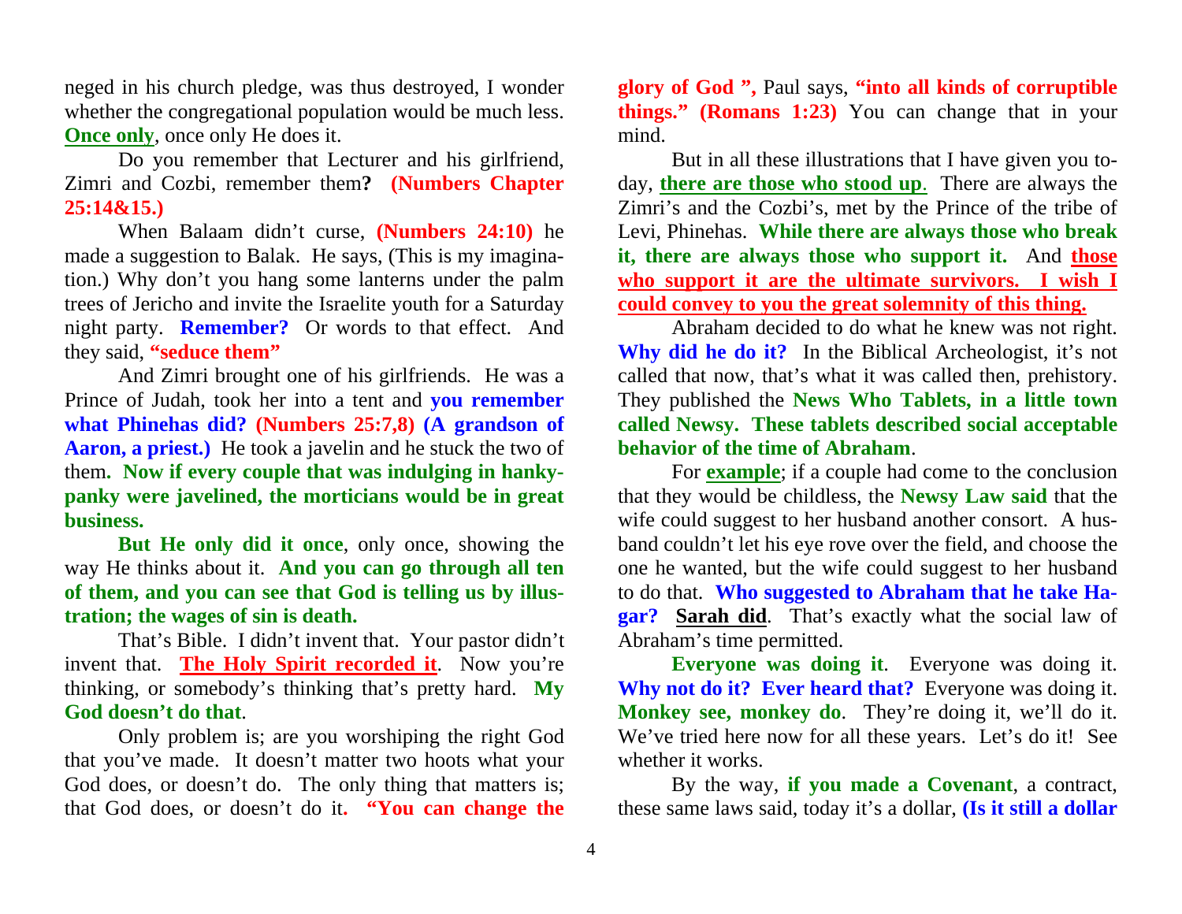neged in his church pledge, was thus destroyed, I wonder whether the congregational population would be much less. **Once only**, once only He does it.

Do you remember that Lecturer and his girlfriend, Zimri and Cozbi, remember them**?** **(Numbers Chapter 25:14&15.)**

When Balaam didn't curse, **(Numbers 24:10)** he made a suggestion to Balak. He says, (This is my imagination.) Why don't you hang some lanterns under the palm trees of Jericho and invite the Israelite youth for a Saturday night party. **Remember?** Or words to that effect. And they said, **"seduce them"**

And Zimri brought one of his girlfriends. He was a Prince of Judah, took her into a tent and **you remember what Phinehas did? (Numbers 25:7,8) (A grandson of Aaron, a priest.)** He took a javelin and he stuck the two of them**. Now if every couple that was indulging in hanky-panky were javelined, the morticians would be in great business.**

**But He only did it once**, only once, showing the way He thinks about it. **And you can go through all ten of them, and you can see that God is telling us by illustration; the wages of sin is death.**

That's Bible. I didn't invent that. Your pastor didn't invent that. **The Holy Spirit recorded it**. Now you're thinking, or somebody's thinking that's pretty hard. **My God doesn't do that**.

Only problem is; are you worshiping the right God that you've made. It doesn't matter two hoots what your God does, or doesn't do. The only thing that matters is; that God does, or doesn't do it**. "You can change the glory of God ",** Paul says, **"into all kinds of corruptible things." (Romans 1:23)** You can change that in your mind.

But in all these illustrations that I have given you today, **there are those who stood up**. There are always the Zimri's and the Cozbi's, met by the Prince of the tribe of Levi, Phinehas. **While there are always those who break it, there are always those who support it.** And **those who support it are the ultimate survivors. I wish I could convey to you the great solemnity of this thing.**

Abraham decided to do what he knew was not right. **Why did he do it?** In the Biblical Archeologist, it's not called that now, that's what it was called then, prehistory. They published the **News Who Tablets, in a little town called Newsy. These tablets described social acceptable behavior of the time of Abraham**.

For **example**; if a couple had come to the conclusion that they would be childless, the **Newsy Law said** that the wife could suggest to her husband another consort. A husband couldn't let his eye rove over the field, and choose the one he wanted, but the wife could suggest to her husband to do that. **Who suggested to Abraham that he take Hagar? Sarah did**. That's exactly what the social law of Abraham's time permitted.

**Everyone was doing it**. Everyone was doing it. **Why not do it? Ever heard that?** Everyone was doing it. **Monkey see, monkey do**. They're doing it, we'll do it. We've tried here now for all these years. Let's do it! See whether it works.

By the way, **if you made a Covenant**, a contract, these same laws said, today it's a dollar, **(Is it still a dollar**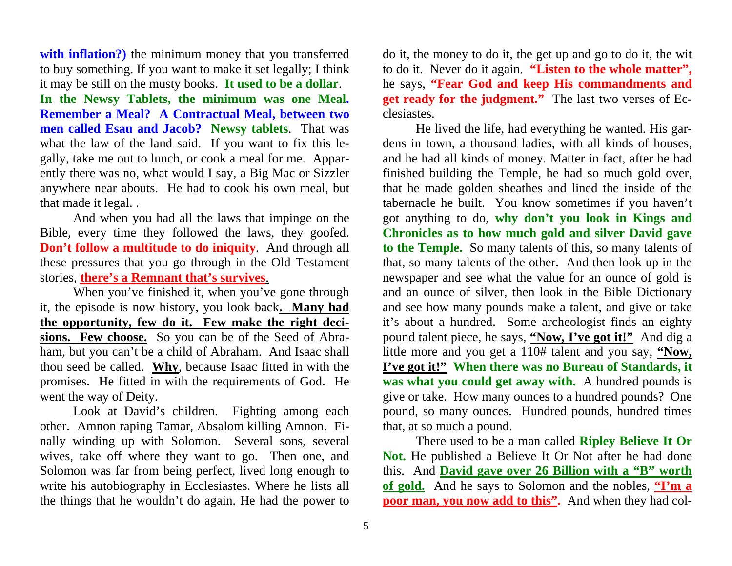**with inflation?)** the minimum money that you transferred to buy something. If you want to make it set legally; I think it may be still on the musty books. **It used to be a dollar**. **In the Newsy Tablets, the minimum was one Meal. Remember a Meal? A Contractual Meal, between two men called Esau and Jacob? Newsy tablets**. That was what the law of the land said. If you want to fix this legally, take me out to lunch, or cook a meal for me. Apparently there was no, what would I say, a Big Mac or Sizzler anywhere near abouts. He had to cook his own meal, but that made it legal. .

And when you had all the laws that impinge on the Bible, every time they followed the laws, they goofed. **Don't follow a multitude to do iniquity**. And through all these pressures that you go through in the Old Testament stories, **<u>there's a Remnant that's survives</u>**.

When you've finished it, when you've gone through it, the episode is now history, you look back**. <u>Many had the opportunity, few do it. Few make the right decisions. Few choose.</u>** So you can be of the Seed of Abraham, but you can't be a child of Abraham. And Isaac shall thou seed be called. **<u>Why</u>**, because Isaac fitted in with the promises. He fitted in with the requirements of God. He went the way of Deity.

Look at David's children. Fighting among each other. Amnon raping Tamar, Absalom killing Amnon. Finally winding up with Solomon. Several sons, several wives, take off where they want to go. Then one, and Solomon was far from being perfect, lived long enough to write his autobiography in Ecclesiastes. Where he lists all the things that he wouldn't do again. He had the power to do it, the money to do it, the get up and go to do it, the wit to do it. Never do it again. **"Listen to the whole matter",** he says, **"Fear God and keep His commandments and get ready for the judgment."** The last two verses of Ecclesiastes.

He lived the life, had everything he wanted. His gardens in town, a thousand ladies, with all kinds of houses, and he had all kinds of money. Matter in fact, after he had finished building the Temple, he had so much gold over, that he made golden sheathes and lined the inside of the tabernacle he built. You know sometimes if you haven't got anything to do, **why don't you look in Kings and Chronicles as to how much gold and silver David gave to the Temple.** So many talents of this, so many talents of that, so many talents of the other. And then look up in the newspaper and see what the value for an ounce of gold is and an ounce of silver, then look in the Bible Dictionary and see how many pounds make a talent, and give or take it's about a hundred. Some archeologist finds an eighty pound talent piece, he says, **<u>"Now, I've got it!"</u>** And dig a little more and you get a 110# talent and you say, **<u>"Now, I've got it!"</u> When there was no Bureau of Standards, it was what you could get away with.** A hundred pounds is give or take. How many ounces to a hundred pounds? One pound, so many ounces. Hundred pounds, hundred times that, at so much a pound.

There used to be a man called **Ripley Believe It Or Not.** He published a Believe It Or Not after he had done this. And **<u>David gave over 26 Billion with a "B" worth of gold.</u>** And he says to Solomon and the nobles, **<u>"I'm a poor man, you now add to this"</u>.** And when they had col-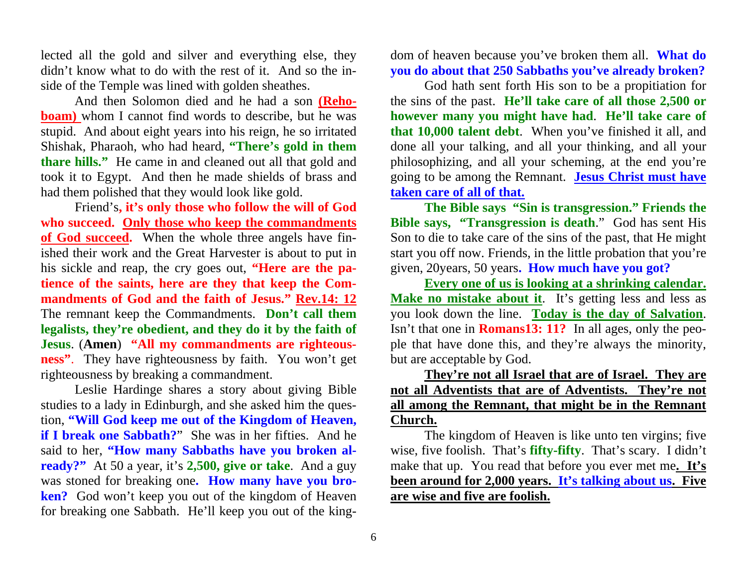lected all the gold and silver and everything else, they didn't know what to do with the rest of it. And so the inside of the Temple was lined with golden sheathes.

And then Solomon died and he had a son **(Rehoboam)** whom I cannot find words to describe, but he was stupid. And about eight years into his reign, he so irritated Shishak, Pharaoh, who had heard, **"There's gold in them thare hills."** He came in and cleaned out all that gold and took it to Egypt. And then he made shields of brass and had them polished that they would look like gold.

Friend's**, it's only those who follow the will of God who succeed. Only those who keep the commandments of God succeed.** When the whole three angels have finished their work and the Great Harvester is about to put in his sickle and reap, the cry goes out, **"Here are the patience of the saints, here are they that keep the Commandments of God and the faith of Jesus." Rev.14: 12** The remnant keep the Commandments. **Don't call them legalists, they're obedient, and they do it by the faith of Jesus**. (**Amen**) **"All my commandments are righteousness"**. They have righteousness by faith. You won't get righteousness by breaking a commandment.

Leslie Hardinge shares a story about giving Bible studies to a lady in Edinburgh, and she asked him the question, **"Will God keep me out of the Kingdom of Heaven, if I break one Sabbath?**" She was in her fifties. And he said to her, **"How many Sabbaths have you broken already?"** At 50 a year, it's **2,500, give or take**. And a guy was stoned for breaking one**. How many have you broken?** God won't keep you out of the kingdom of Heaven for breaking one Sabbath. He'll keep you out of the kingdom of heaven because you've broken them all. **What do you do about that 250 Sabbaths you've already broken?**

God hath sent forth His son to be a propitiation for the sins of the past. **He'll take care of all those 2,500 or however many you might have had**. **He'll take care of that 10,000 talent debt**. When you've finished it all, and done all your talking, and all your thinking, and all your philosophizing, and all your scheming, at the end you're going to be among the Remnant. **Jesus Christ must have taken care of all of that.**

**The Bible says "Sin is transgression." Friends the Bible says, "Transgression is death**." God has sent His Son to die to take care of the sins of the past, that He might start you off now. Friends, in the little probation that you're given, 20years, 50 years**. How much have you got?**

**Every one of us is looking at a shrinking calendar. Make no mistake about it**. It's getting less and less as you look down the line. **Today is the day of Salvation**. Isn't that one in **Romans13: 11?** In all ages, only the people that have done this, and they're always the minority, but are acceptable by God.

**They're not all Israel that are of Israel. They are not all Adventists that are of Adventists. They're not all among the Remnant, that might be in the Remnant Church.**

The kingdom of Heaven is like unto ten virgins; five wise, five foolish. That's **fifty-fifty**. That's scary. I didn't make that up. You read that before you ever met me**. It's been around for 2,000 years. It's talking about us. Five are wise and five are foolish.**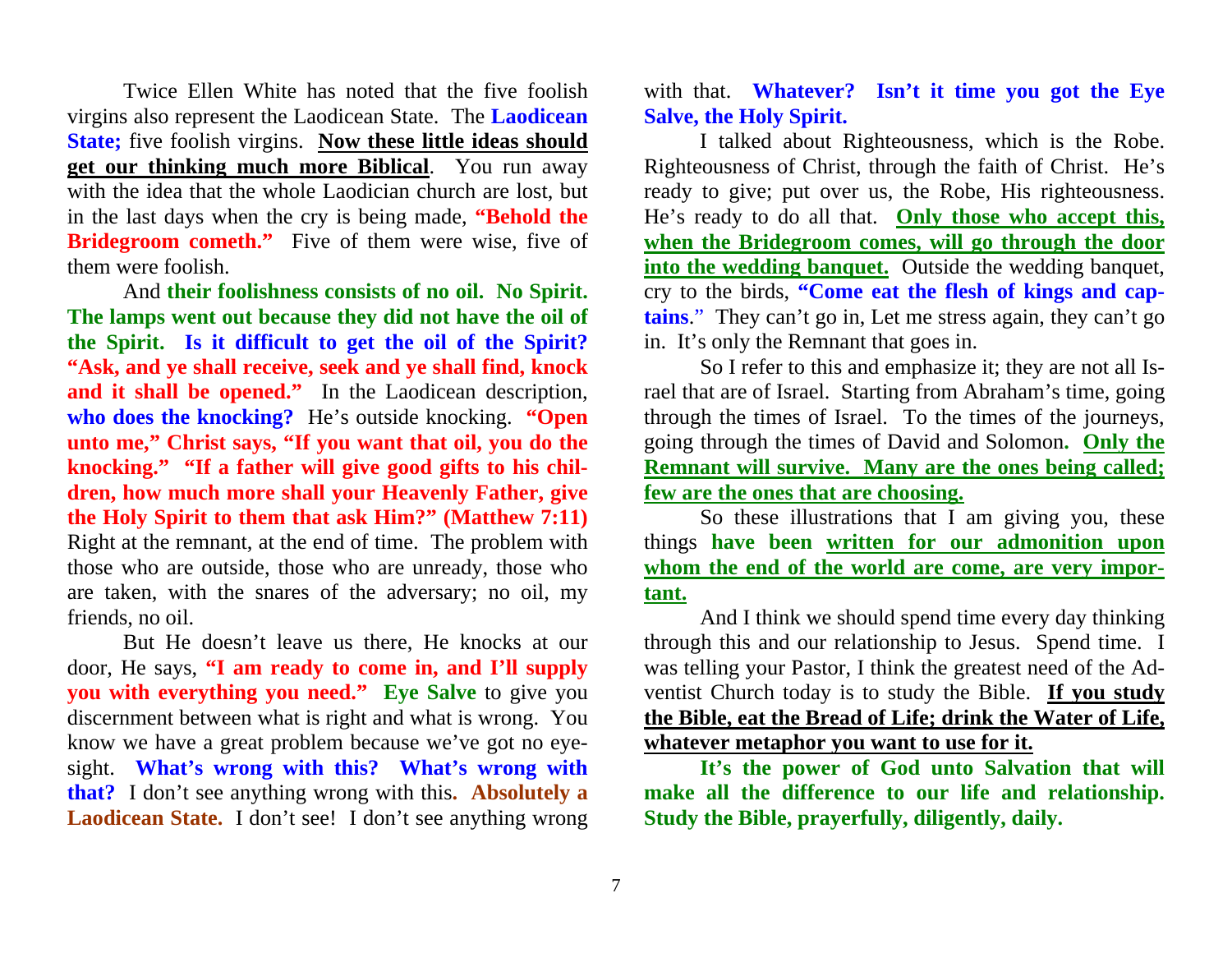Twice Ellen White has noted that the five foolish virgins also represent the Laodicean State. The **Laodicean State;** five foolish virgins. **Now these little ideas should get our thinking much more Biblical**. You run away with the idea that the whole Laodician church are lost, but in the last days when the cry is being made, **"Behold the Bridegroom cometh."** Five of them were wise, five of them were foolish.

And **their foolishness consists of no oil. No Spirit. The lamps went out because they did not have the oil of the Spirit. Is it difficult to get the oil of the Spirit? "Ask, and ye shall receive, seek and ye shall find, knock and it shall be opened."** In the Laodicean description, **who does the knocking?** He's outside knocking. **"Open unto me," Christ says, "If you want that oil, you do the knocking." "If a father will give good gifts to his children, how much more shall your Heavenly Father, give the Holy Spirit to them that ask Him?" (Matthew 7:11)** Right at the remnant, at the end of time. The problem with those who are outside, those who are unready, those who are taken, with the snares of the adversary; no oil, my friends, no oil.

But He doesn't leave us there, He knocks at our door, He says, **"I am ready to come in, and I'll supply you with everything you need." Eye Salve** to give you discernment between what is right and what is wrong. You know we have a great problem because we've got no eyesight. **What's wrong with this? What's wrong with that?** I don't see anything wrong with this**. Absolutely a Laodicean State.** I don't see! I don't see anything wrong with that. **Whatever? Isn't it time you got the Eye Salve, the Holy Spirit.**

I talked about Righteousness, which is the Robe. Righteousness of Christ, through the faith of Christ. He's ready to give; put over us, the Robe, His righteousness. He's ready to do all that. **Only those who accept this, when the Bridegroom comes, will go through the door into the wedding banquet.** Outside the wedding banquet, cry to the birds, **"Come eat the flesh of kings and captains**." They can't go in, Let me stress again, they can't go in. It's only the Remnant that goes in.

So I refer to this and emphasize it; they are not all Israel that are of Israel. Starting from Abraham's time, going through the times of Israel. To the times of the journeys, going through the times of David and Solomon**. Only the Remnant will survive. Many are the ones being called; few are the ones that are choosing.**

So these illustrations that I am giving you, these things **have been written for our admonition upon whom the end of the world are come, are very important.**

And I think we should spend time every day thinking through this and our relationship to Jesus. Spend time. I was telling your Pastor, I think the greatest need of the Adventist Church today is to study the Bible. **If you study the Bible, eat the Bread of Life; drink the Water of Life, whatever metaphor you want to use for it.**

**It's the power of God unto Salvation that will make all the difference to our life and relationship. Study the Bible, prayerfully, diligently, daily.**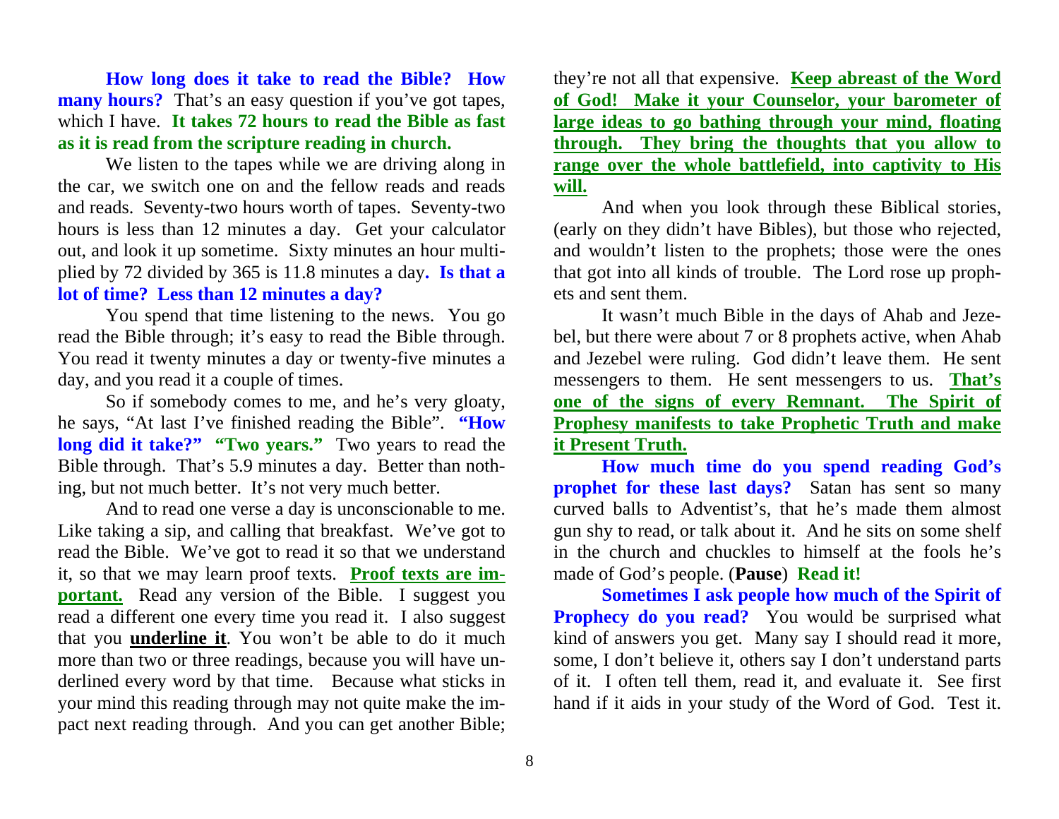**How long does it take to read the Bible? How many hours?** That's an easy question if you've got tapes, which I have. **It takes 72 hours to read the Bible as fast as it is read from the scripture reading in church.**

We listen to the tapes while we are driving along in the car, we switch one on and the fellow reads and reads and reads. Seventy-two hours worth of tapes. Seventy-two hours is less than 12 minutes a day. Get your calculator out, and look it up sometime. Sixty minutes an hour multiplied by 72 divided by 365 is 11.8 minutes a day. **Is that a lot of time? Less than 12 minutes a day?**

You spend that time listening to the news. You go read the Bible through; it's easy to read the Bible through. You read it twenty minutes a day or twenty-five minutes a day, and you read it a couple of times.

So if somebody comes to me, and he's very gloaty, he says, "At last I've finished reading the Bible". **"How long did it take?" "Two years."** Two years to read the Bible through. That's 5.9 minutes a day. Better than nothing, but not much better. It's not very much better.

And to read one verse a day is unconscionable to me. Like taking a sip, and calling that breakfast. We've got to read the Bible. We've got to read it so that we understand it, so that we may learn proof texts. **Proof texts are important.** Read any version of the Bible. I suggest you read a different one every time you read it. I also suggest that you **underline it**. You won't be able to do it much more than two or three readings, because you will have underlined every word by that time. Because what sticks in your mind this reading through may not quite make the impact next reading through. And you can get another Bible; they're not all that expensive. **Keep abreast of the Word of God! Make it your Counselor, your barometer of large ideas to go bathing through your mind, floating through. They bring the thoughts that you allow to range over the whole battlefield, into captivity to His will.**

And when you look through these Biblical stories, (early on they didn't have Bibles), but those who rejected, and wouldn't listen to the prophets; those were the ones that got into all kinds of trouble. The Lord rose up prophets and sent them.

It wasn't much Bible in the days of Ahab and Jezebel, but there were about 7 or 8 prophets active, when Ahab and Jezebel were ruling. God didn't leave them. He sent messengers to them. He sent messengers to us. **That's one of the signs of every Remnant. The Spirit of Prophesy manifests to take Prophetic Truth and make it Present Truth.**

**How much time do you spend reading God's prophet for these last days?** Satan has sent so many curved balls to Adventist's, that he's made them almost gun shy to read, or talk about it. And he sits on some shelf in the church and chuckles to himself at the fools he's made of God's people. (**Pause**) **Read it!**

**Sometimes I ask people how much of the Spirit of Prophecy do you read?** You would be surprised what kind of answers you get. Many say I should read it more, some, I don't believe it, others say I don't understand parts of it. I often tell them, read it, and evaluate it. See first hand if it aids in your study of the Word of God. Test it.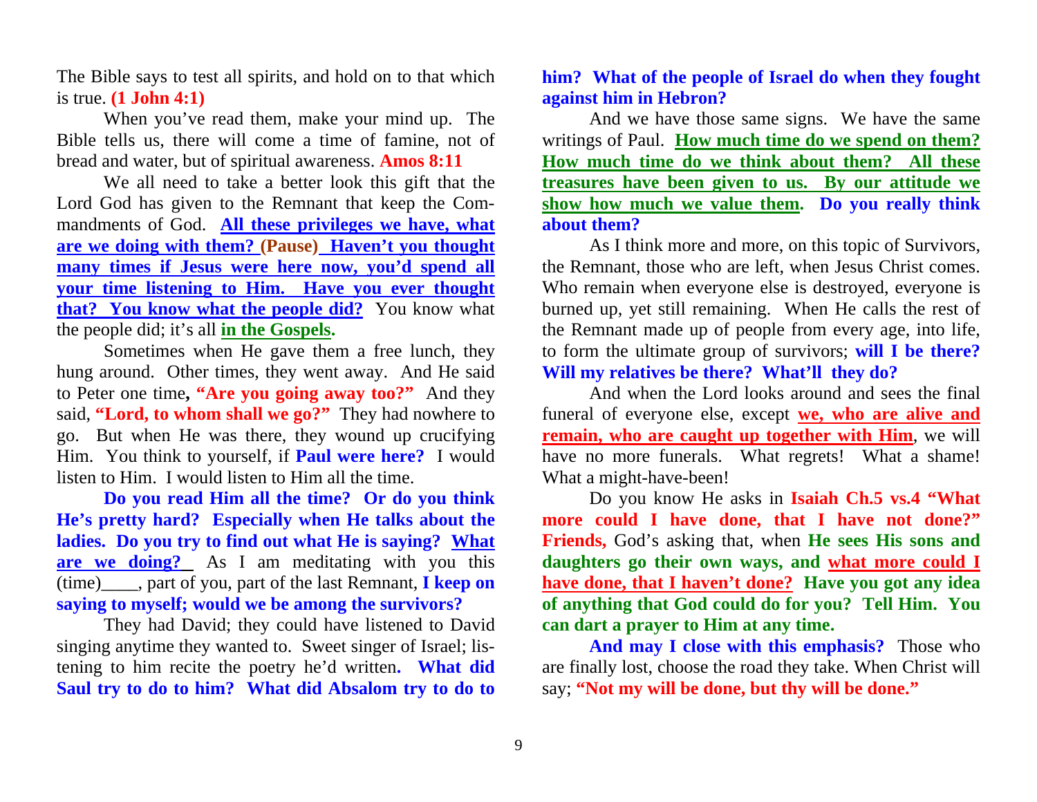The Bible says to test all spirits, and hold on to that which is true. **(1 John 4:1)**

When you've read them, make your mind up. The Bible tells us, there will come a time of famine, not of bread and water, but of spiritual awareness. **Amos 8:11**

We all need to take a better look this gift that the Lord God has given to the Remnant that keep the Commandments of God. **All these privileges we have, what are we doing with them? (Pause) Haven't you thought many times if Jesus were here now, you'd spend all your time listening to Him. Have you ever thought that? You know what the people did?** You know what the people did; it's all **in the Gospels.**

Sometimes when He gave them a free lunch, they hung around. Other times, they went away. And He said to Peter one time**, "Are you going away too?"** And they said, **"Lord, to whom shall we go?"** They had nowhere to go. But when He was there, they wound up crucifying Him. You think to yourself, if **Paul were here?** I would listen to Him. I would listen to Him all the time.

**Do you read Him all the time? Or do you think He's pretty hard? Especially when He talks about the ladies. Do you try to find out what He is saying? What are we doing?** As I am meditating with you this (time)____, part of you, part of the last Remnant, **I keep on saying to myself; would we be among the survivors?**

They had David; they could have listened to David singing anytime they wanted to. Sweet singer of Israel; listening to him recite the poetry he'd written**. What did Saul try to do to him? What did Absalom try to do to him? What of the people of Israel do when they fought against him in Hebron?**

And we have those same signs. We have the same writings of Paul. **How much time do we spend on them? How much time do we think about them? All these treasures have been given to us. By our attitude we show how much we value them. Do you really think about them?**

As I think more and more, on this topic of Survivors, the Remnant, those who are left, when Jesus Christ comes. Who remain when everyone else is destroyed, everyone is burned up, yet still remaining. When He calls the rest of the Remnant made up of people from every age, into life, to form the ultimate group of survivors; **will I be there? Will my relatives be there? What'll they do?**

And when the Lord looks around and sees the final funeral of everyone else, except **we, who are alive and remain, who are caught up together with Him**, we will have no more funerals. What regrets! What a shame! What a might-have-been!

Do you know He asks in **Isaiah Ch.5 vs.4 "What more could I have done, that I have not done?" Friends,** God's asking that, when **He sees His sons and daughters go their own ways, and what more could I have done, that I haven't done? Have you got any idea of anything that God could do for you? Tell Him. You can dart a prayer to Him at any time.**

**And may I close with this emphasis?** Those who are finally lost, choose the road they take. When Christ will say; **"Not my will be done, but thy will be done."**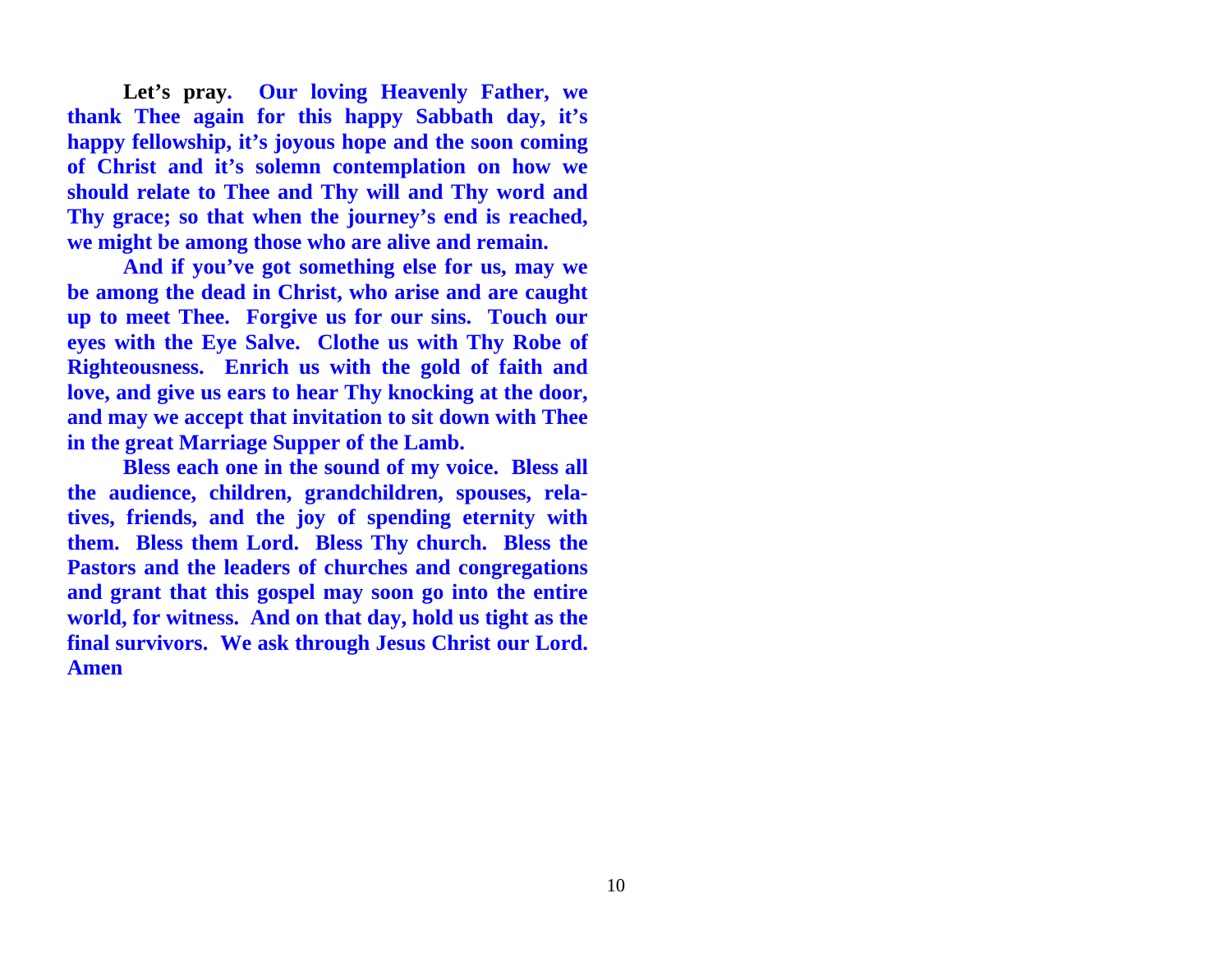**Let's pray. Our loving Heavenly Father, we thank Thee again for this happy Sabbath day, it's happy fellowship, it's joyous hope and the soon coming of Christ and it's solemn contemplation on how we should relate to Thee and Thy will and Thy word and Thy grace; so that when the journey's end is reached, we might be among those who are alive and remain.**

**And if you've got something else for us, may we be among the dead in Christ, who arise and are caught up to meet Thee. Forgive us for our sins. Touch our eyes with the Eye Salve. Clothe us with Thy Robe of Righteousness. Enrich us with the gold of faith and love, and give us ears to hear Thy knocking at the door, and may we accept that invitation to sit down with Thee in the great Marriage Supper of the Lamb.**

**Bless each one in the sound of my voice. Bless all the audience, children, grandchildren, spouses, relatives, friends, and the joy of spending eternity with them. Bless them Lord. Bless Thy church. Bless the Pastors and the leaders of churches and congregations and grant that this gospel may soon go into the entire world, for witness. And on that day, hold us tight as the final survivors. We ask through Jesus Christ our Lord. Amen**